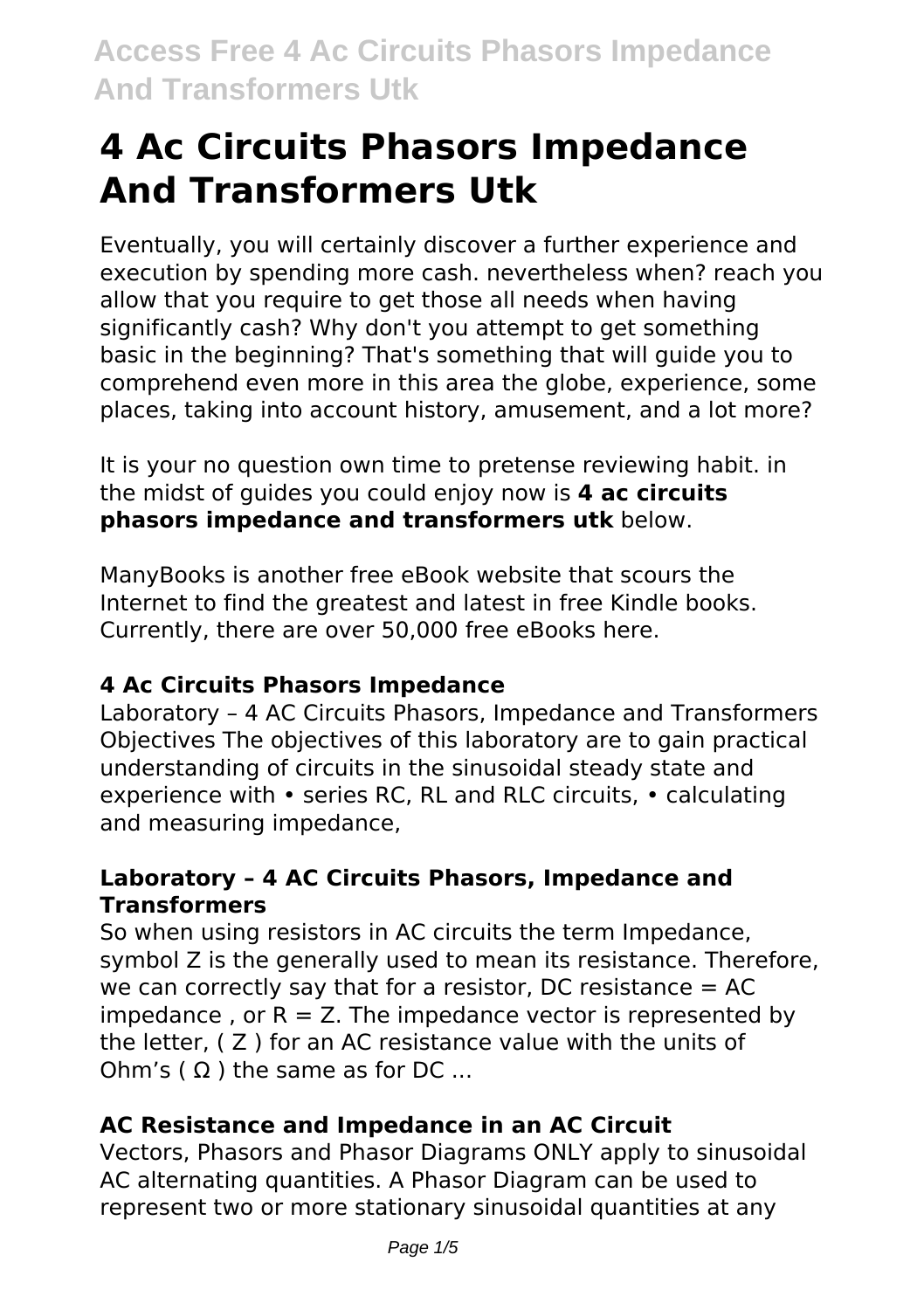# 4 Ac Circuits Phasors Impedance And Transformers Utk

Eventually, you will certainly discover a further experience and execution by spending more cash. nevertheless when? reach you allow that you require to get those all needs when having significantly cash? Why don't you attempt to get something basic in the beginning? That's something that will guide you to comprehend even more in this area the globe, experience, some places, taking into account history, amusement, and a lot more?

It is your no question own time to pretense reviewing habit. in the midst of guides you could enjoy now is **4 ac circuits phasors impedance and transformers utk** below.

ManyBooks is another free eBook website that scours the Internet to find the greatest and latest in free Kindle books. Currently, there are over 50,000 free eBooks here.

### 4 Ac Circuits Phasors Impedance

Laboratory – 4 AC Circuits Phasors, Impedance and Transformers Objectives The objectives of this laboratory are to gain practical understanding of circuits in the sinusoidal steady state and experience with • series RC, RL and RLC circuits, • calculating and measuring impedance,

### Laboratory – 4 AC Circuits Phasors, Impedance and Transformers

So when using resistors in AC circuits the term Impedance, symbol Z is the generally used to mean its resistance. Therefore, we can correctly say that for a resistor, DC resistance = AC impedance , or R = Z. The impedance vector is represented by the letter, ( Z ) for an AC resistance value with the units of Ohm's ( Ω ) the same as for DC ...

### AC Resistance and Impedance in an AC Circuit

Vectors, Phasors and Phasor Diagrams ONLY apply to sinusoidal AC alternating quantities. A Phasor Diagram can be used to represent two or more stationary sinusoidal quantities at any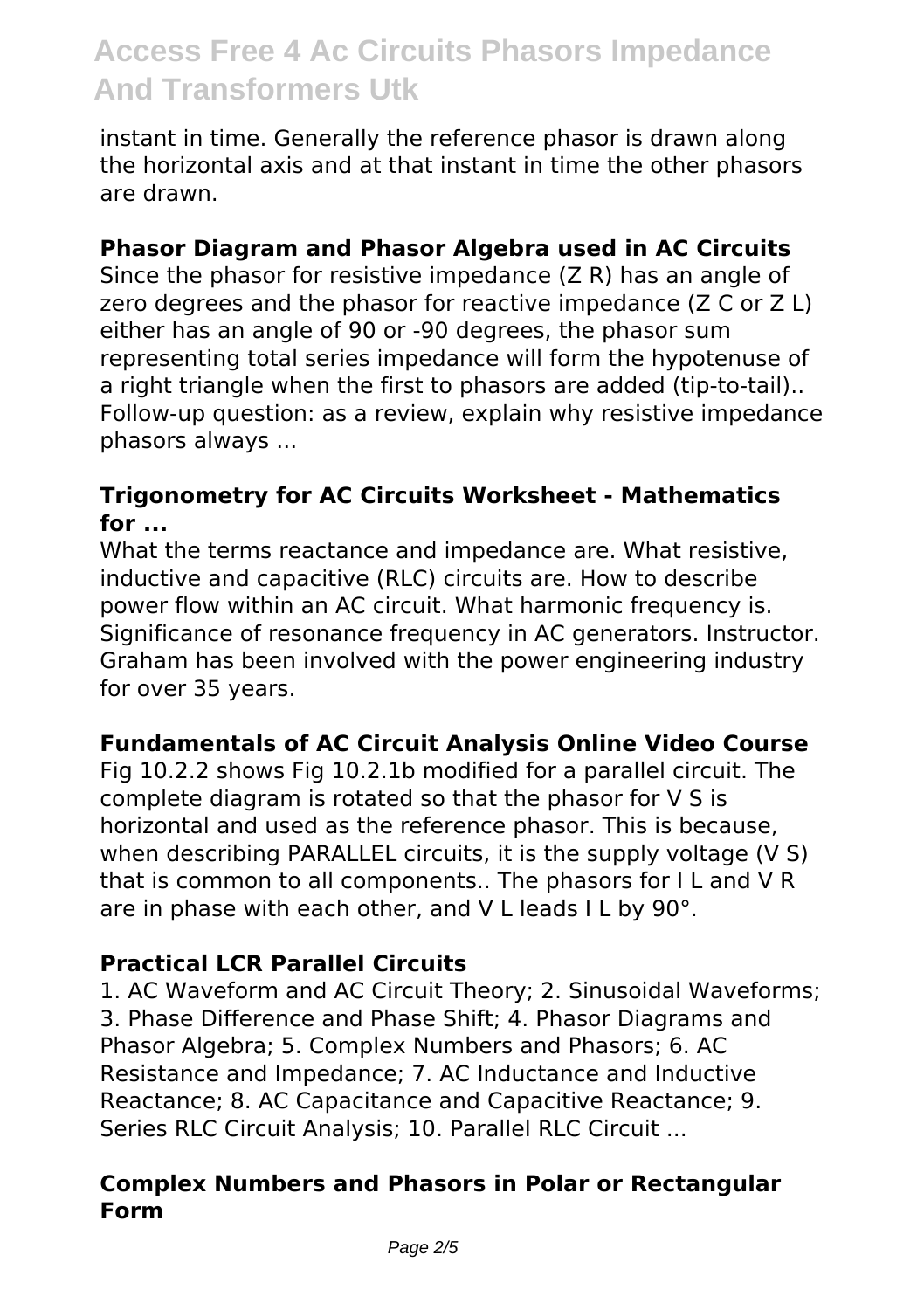instant in time. Generally the reference phasor is drawn along the horizontal axis and at that instant in time the other phasors are drawn.

**Phasor Diagram and Phasor Algebra used in AC Circuits**

Since the phasor for resistive impedance ($Z_R$) has an angle of zero degrees and the phasor for reactive impedance ($Z_C$ or $Z_L$) either has an angle of 90 or -90 degrees, the phasor sum representing total series impedance will form the hypotenuse of a right triangle when the first to phasors are added (tip-to-tail).. Follow-up question: as a review, explain why resistive impedance phasors always ...

**Trigonometry for AC Circuits Worksheet - Mathematics for ...**

What the terms reactance and impedance are. What resistive, inductive and capacitive (RLC) circuits are. How to describe power flow within an AC circuit. What harmonic frequency is. Significance of resonance frequency in AC generators. Instructor. Graham has been involved with the power engineering industry for over 35 years.

**Fundamentals of AC Circuit Analysis Online Video Course**

Fig 10.2.2 shows Fig 10.2.1b modified for a parallel circuit. The complete diagram is rotated so that the phasor for $V_S$ is horizontal and used as the reference phasor. This is because, when describing PARALLEL circuits, it is the supply voltage ($V_S$) that is common to all components.. The phasors for $I_L$ and $V_R$ are in phase with each other, and $V_L$ leads $I_L$ by 90°.

**Practical LCR Parallel Circuits**

1. AC Waveform and AC Circuit Theory; 2. Sinusoidal Waveforms; 3. Phase Difference and Phase Shift; 4. Phasor Diagrams and Phasor Algebra; 5. Complex Numbers and Phasors; 6. AC Resistance and Impedance; 7. AC Inductance and Inductive Reactance; 8. AC Capacitance and Capacitive Reactance; 9. Series RLC Circuit Analysis; 10. Parallel RLC Circuit ...

**Complex Numbers and Phasors in Polar or Rectangular Form**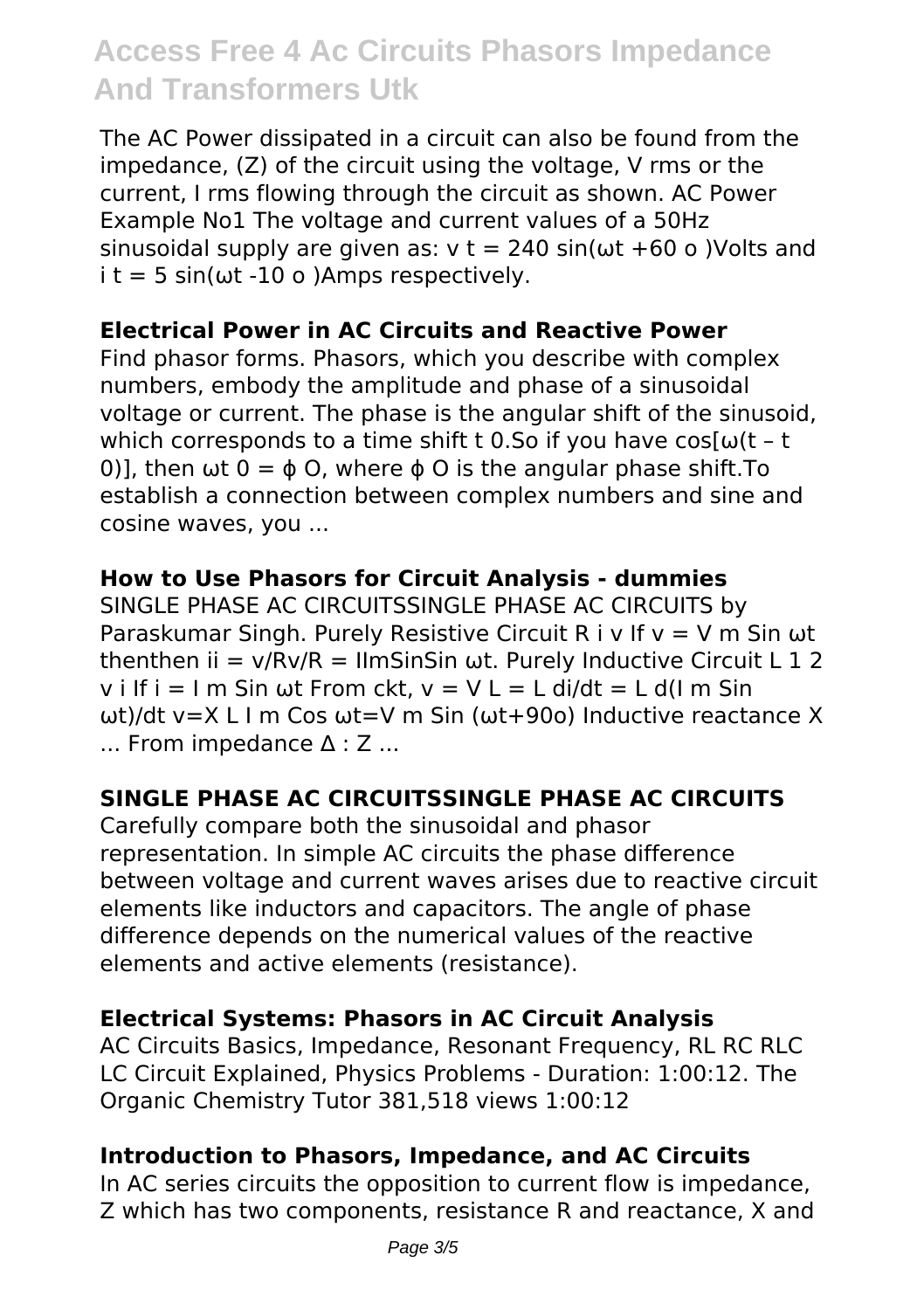The AC Power dissipated in a circuit can also be found from the impedance, (Z) of the circuit using the voltage, V rms or the current, I rms flowing through the circuit as shown. AC Power Example No1 The voltage and current values of a 50Hz sinusoidal supply are given as: $v\ t = 240 \sin(\omega t + 60^o)$Volts and $i\ t = 5 \sin(\omega t - 10^o)$Amps respectively.

**Electrical Power in AC Circuits and Reactive Power**

Find phasor forms. Phasors, which you describe with complex numbers, embody the amplitude and phase of a sinusoidal voltage or current. The phase is the angular shift of the sinusoid, which corresponds to a time shift t 0.So if you have $\cos[\omega(t - t_0)]$, then $\omega t_0 = \phi_O$, where $\phi_O$ is the angular phase shift.To establish a connection between complex numbers and sine and cosine waves, you ...

**How to Use Phasors for Circuit Analysis - dummies**

SINGLE PHASE AC CIRCUITSSINGLE PHASE AC CIRCUITS by Paraskumar Singh. Purely Resistive Circuit R i v If $v = V_m \sin \omega t$ thenthen ii = v/Rv/R = IImSinSin ωt. Purely Inductive Circuit L 1 2 v i If $i = I_m \sin \omega t$ From ckt, $v = V_L = L\ di/dt = L\ d(I_m \sin \omega t)/dt$ $v = X_L I_m \cos \omega t = V_m \sin(\omega t + 90^o)$ Inductive reactance X ... From impedance Δ : Z ...

**SINGLE PHASE AC CIRCUITSSINGLE PHASE AC CIRCUITS**

Carefully compare both the sinusoidal and phasor representation. In simple AC circuits the phase difference between voltage and current waves arises due to reactive circuit elements like inductors and capacitors. The angle of phase difference depends on the numerical values of the reactive elements and active elements (resistance).

**Electrical Systems: Phasors in AC Circuit Analysis**

AC Circuits Basics, Impedance, Resonant Frequency, RL RC RLC LC Circuit Explained, Physics Problems - Duration: 1:00:12. The Organic Chemistry Tutor 381,518 views 1:00:12

**Introduction to Phasors, Impedance, and AC Circuits**

In AC series circuits the opposition to current flow is impedance, Z which has two components, resistance R and reactance, X and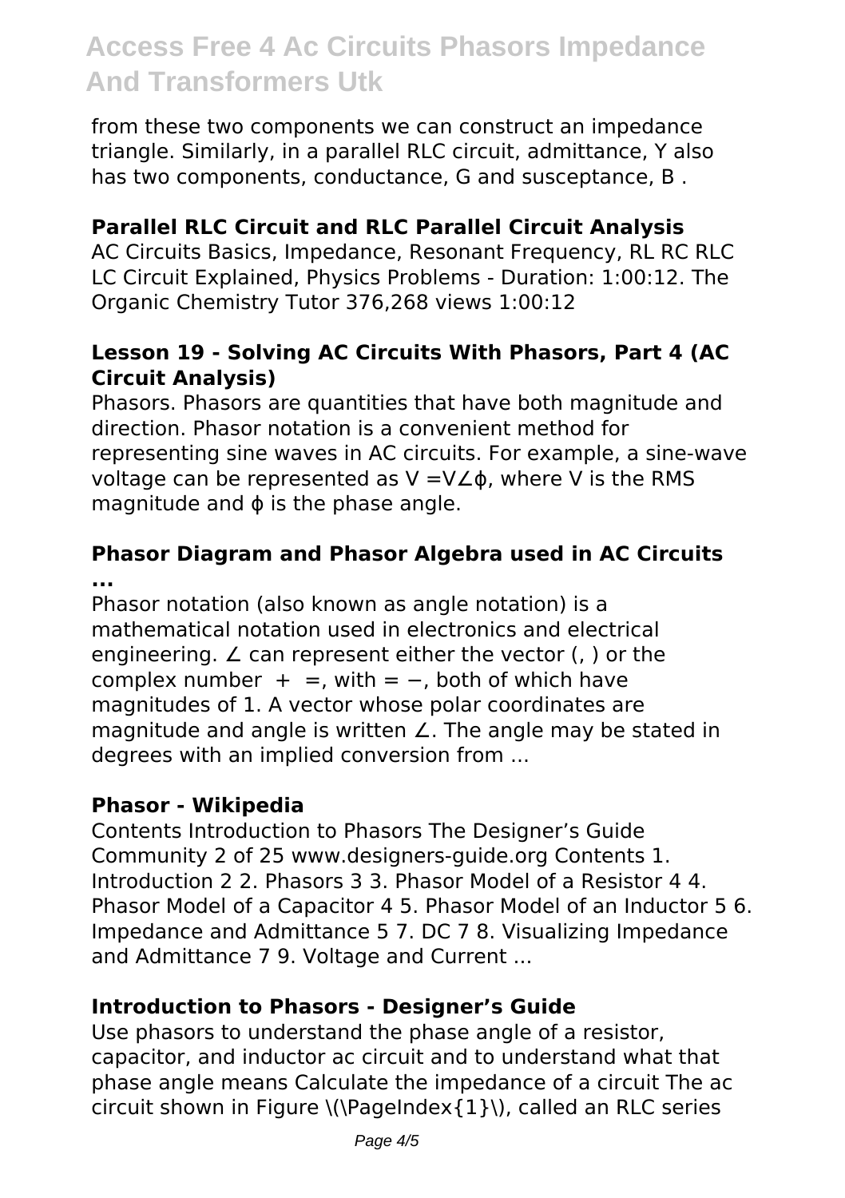from these two components we can construct an impedance triangle. Similarly, in a parallel RLC circuit, admittance, Y also has two components, conductance, G and susceptance, B .

**Parallel RLC Circuit and RLC Parallel Circuit Analysis**

AC Circuits Basics, Impedance, Resonant Frequency, RL RC RLC LC Circuit Explained, Physics Problems - Duration: 1:00:12. The Organic Chemistry Tutor 376,268 views 1:00:12

**Lesson 19 - Solving AC Circuits With Phasors, Part 4 (AC Circuit Analysis)**

Phasors. Phasors are quantities that have both magnitude and direction. Phasor notation is a convenient method for representing sine waves in AC circuits. For example, a sine-wave voltage can be represented as $V = V\angle\phi$, where V is the RMS magnitude and $\phi$ is the phase angle.

**Phasor Diagram and Phasor Algebra used in AC Circuits ...**

Phasor notation (also known as angle notation) is a mathematical notation used in electronics and electrical engineering. ∠ can represent either the vector (, ) or the complex number + =, with = −, both of which have magnitudes of 1. A vector whose polar coordinates are magnitude and angle is written ∠. The angle may be stated in degrees with an implied conversion from ...

**Phasor - Wikipedia**

Contents Introduction to Phasors The Designer's Guide Community 2 of 25 www.designers-guide.org Contents 1. Introduction 2 2. Phasors 3 3. Phasor Model of a Resistor 4 4. Phasor Model of a Capacitor 4 5. Phasor Model of an Inductor 5 6. Impedance and Admittance 5 7. DC 7 8. Visualizing Impedance and Admittance 7 9. Voltage and Current ...

**Introduction to Phasors - Designer's Guide**

Use phasors to understand the phase angle of a resistor, capacitor, and inductor ac circuit and to understand what that phase angle means Calculate the impedance of a circuit The ac circuit shown in Figure \(\PageIndex{1}\), called an RLC series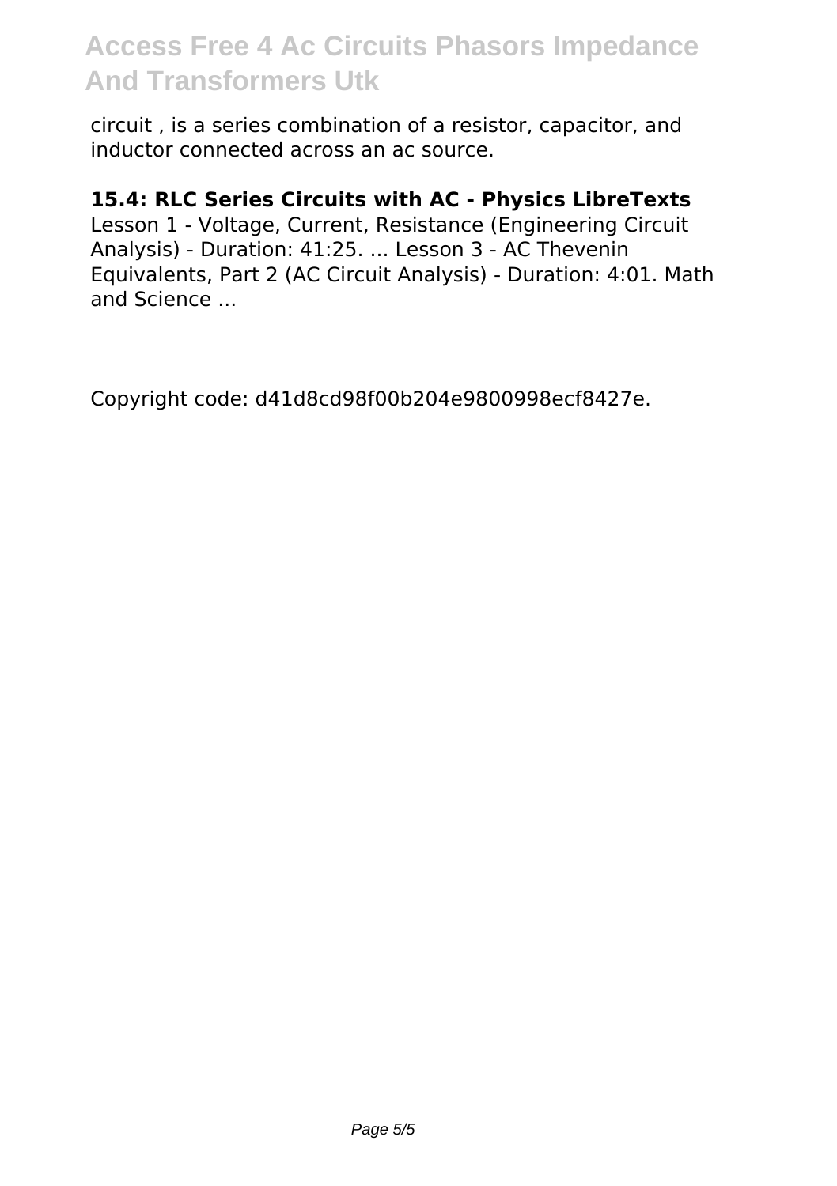circuit , is a series combination of a resistor, capacitor, and inductor connected across an ac source.

**15.4: RLC Series Circuits with AC - Physics LibreTexts**

Lesson 1 - Voltage, Current, Resistance (Engineering Circuit Analysis) - Duration: 41:25. ... Lesson 3 - AC Thevenin Equivalents, Part 2 (AC Circuit Analysis) - Duration: 4:01. Math and Science ...

Copyright code: d41d8cd98f00b204e9800998ecf8427e.